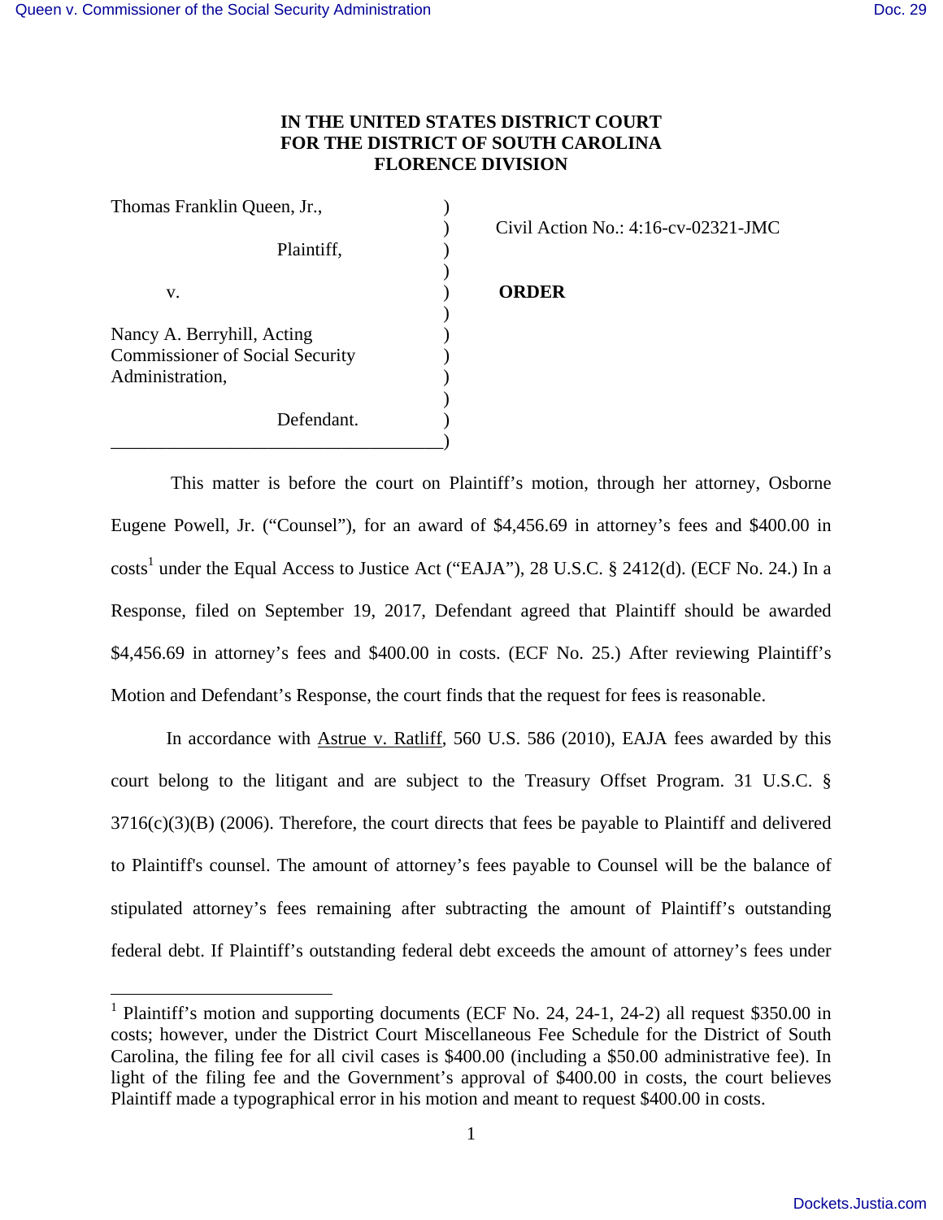# IN THE UNITED STATES DISTRICT COURT FOR THE DISTRICT OF SOUTH CAROLINA FLORENCE DIVISION

Thomas Franklin Queen, Jr.,

Plaintiff,

v.

Nancy A. Berryhill, Acting Commissioner of Social Security Administration,

Defendant.

Civil Action No.: 4:16-cv-02321-JMC

**ORDER**

This matter is before the court on Plaintiff's motion, through her attorney, Osborne Eugene Powell, Jr. ("Counsel"), for an award of $4,456.69 in attorney's fees and $400.00 in costs[1] under the Equal Access to Justice Act ("EAJA"), 28 U.S.C. § 2412(d). (ECF No. 24.) In a Response, filed on September 19, 2017, Defendant agreed that Plaintiff should be awarded $4,456.69 in attorney's fees and $400.00 in costs. (ECF No. 25.) After reviewing Plaintiff's Motion and Defendant's Response, the court finds that the request for fees is reasonable.

In accordance with Astrue v. Ratliff, 560 U.S. 586 (2010), EAJA fees awarded by this court belong to the litigant and are subject to the Treasury Offset Program. 31 U.S.C. § 3716(c)(3)(B) (2006). Therefore, the court directs that fees be payable to Plaintiff and delivered to Plaintiff's counsel. The amount of attorney's fees payable to Counsel will be the balance of stipulated attorney's fees remaining after subtracting the amount of Plaintiff's outstanding federal debt. If Plaintiff's outstanding federal debt exceeds the amount of attorney's fees under

[1] Plaintiff's motion and supporting documents (ECF No. 24, 24-1, 24-2) all request $350.00 in costs; however, under the District Court Miscellaneous Fee Schedule for the District of South Carolina, the filing fee for all civil cases is $400.00 (including a $50.00 administrative fee). In light of the filing fee and the Government's approval of $400.00 in costs, the court believes Plaintiff made a typographical error in his motion and meant to request $400.00 in costs.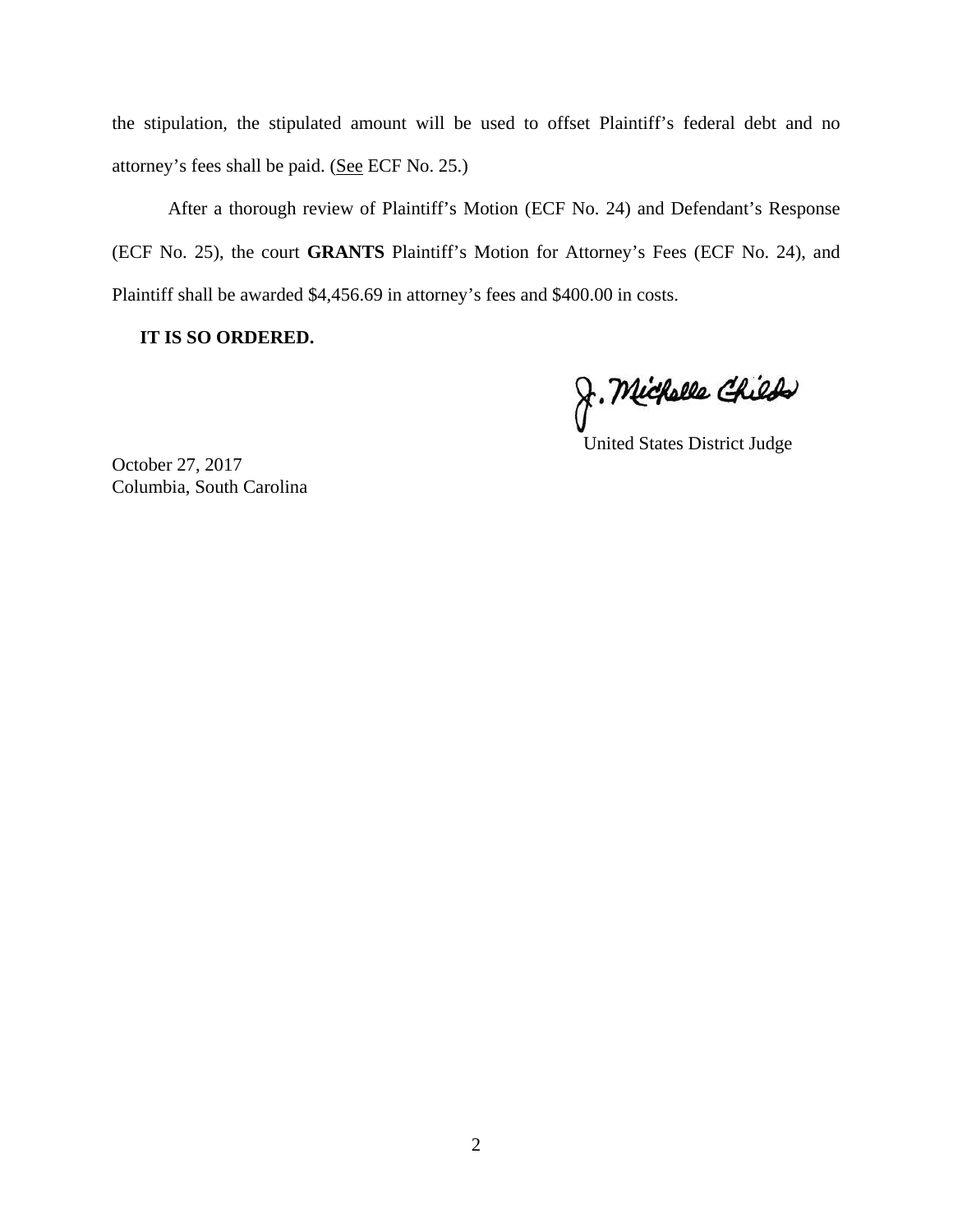the stipulation, the stipulated amount will be used to offset Plaintiff's federal debt and no attorney's fees shall be paid. (See ECF No. 25.)

After a thorough review of Plaintiff's Motion (ECF No. 24) and Defendant's Response (ECF No. 25), the court **GRANTS** Plaintiff's Motion for Attorney's Fees (ECF No. 24), and Plaintiff shall be awarded \$4,456.69 in attorney's fees and \$400.00 in costs.

**IT IS SO ORDERED.**

J. Michelle Childs
United States District Judge

October 27, 2017
Columbia, South Carolina